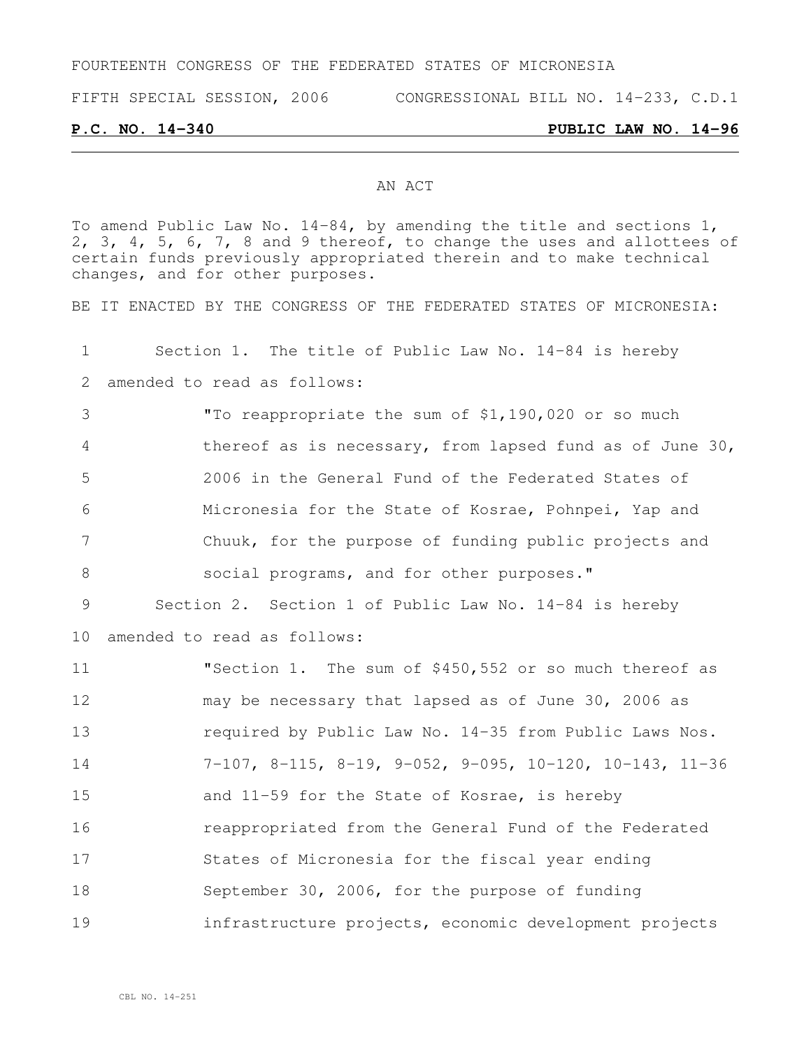FOURTEENTH CONGRESS OF THE FEDERATED STATES OF MICRONESIA

FIFTH SPECIAL SESSION, 2006 CONGRESSIONAL BILL NO. 14-233, C.D.1

**P.C. NO. 14-340** **PUBLIC LAW NO. 14-96**

AN ACT

To amend Public Law No. 14-84, by amending the title and sections 1, 2, 3, 4, 5, 6, 7, 8 and 9 thereof, to change the uses and allottees of certain funds previously appropriated therein and to make technical changes, and for other purposes.

BE IT ENACTED BY THE CONGRESS OF THE FEDERATED STATES OF MICRONESIA:

1 Section 1. The title of Public Law No. 14-84 is hereby
2 amended to read as follows:
3 "To reappropriate the sum of $1,190,020 or so much
4 thereof as is necessary, from lapsed fund as of June 30,
5 2006 in the General Fund of the Federated States of
6 Micronesia for the State of Kosrae, Pohnpei, Yap and
7 Chuuk, for the purpose of funding public projects and
8 social programs, and for other purposes."
9 Section 2. Section 1 of Public Law No. 14-84 is hereby
10 amended to read as follows:
11 "Section 1. The sum of $450,552 or so much thereof as
12 may be necessary that lapsed as of June 30, 2006 as
13 required by Public Law No. 14-35 from Public Laws Nos.
14 7-107, 8-115, 8-19, 9-052, 9-095, 10-120, 10-143, 11-36
15 and 11-59 for the State of Kosrae, is hereby
16 reappropriated from the General Fund of the Federated
17 States of Micronesia for the fiscal year ending
18 September 30, 2006, for the purpose of funding
19 infrastructure projects, economic development projects

CBL NO. 14-251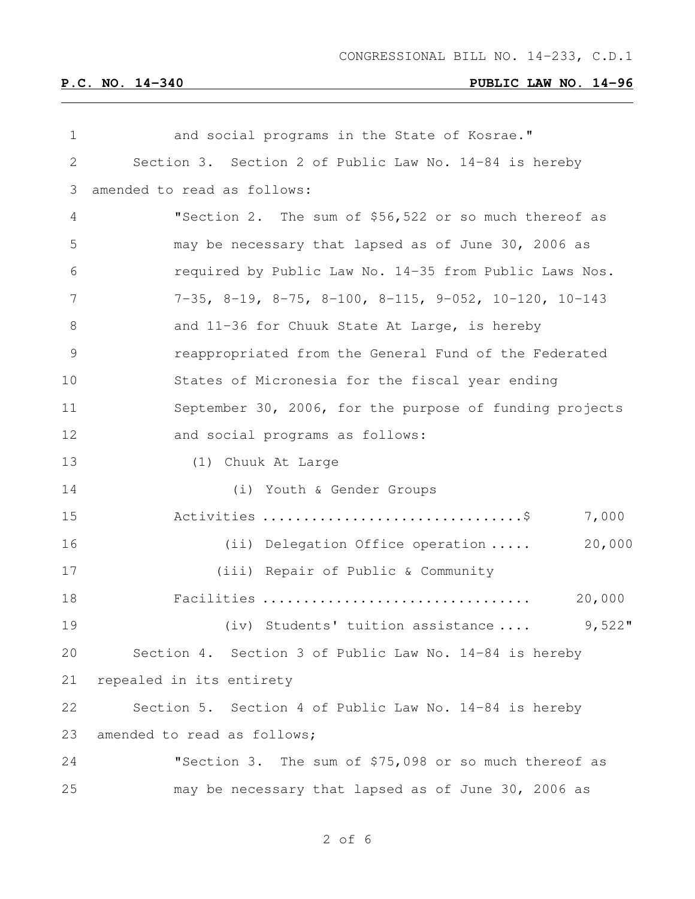and social programs in the State of Kosrae."

Section 3. Section 2 of Public Law No. 14-84 is hereby amended to read as follows:

"Section 2. The sum of $56,522 or so much thereof as may be necessary that lapsed as of June 30, 2006 as required by Public Law No. 14-35 from Public Laws Nos. 7-35, 8-19, 8-75, 8-100, 8-115, 9-052, 10-120, 10-143 and 11-36 for Chuuk State At Large, is hereby reappropriated from the General Fund of the Federated States of Micronesia for the fiscal year ending September 30, 2006, for the purpose of funding projects and social programs as follows:

(1) Chuuk At Large

(i) Youth & Gender Groups Activities ................................$ 7,000

(ii) Delegation Office operation ..... 20,000

(iii) Repair of Public & Community Facilities ................................ 20,000

(iv) Students' tuition assistance .... 9,522"

Section 4. Section 3 of Public Law No. 14-84 is hereby repealed in its entirety

Section 5. Section 4 of Public Law No. 14-84 is hereby amended to read as follows;

"Section 3. The sum of $75,098 or so much thereof as may be necessary that lapsed as of June 30, 2006 as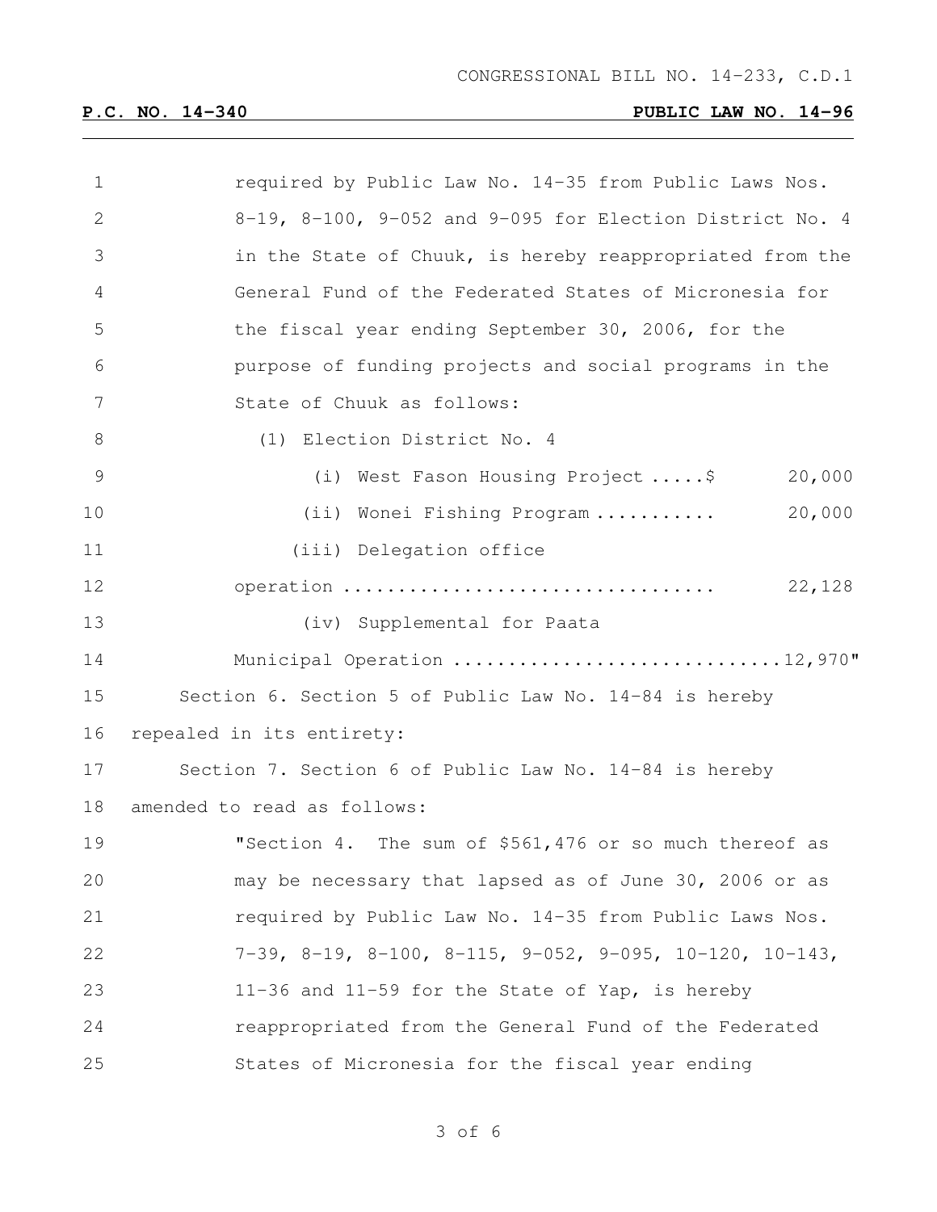required by Public Law No. 14-35 from Public Laws Nos. 8-19, 8-100, 9-052 and 9-095 for Election District No. 4 in the State of Chuuk, is hereby reappropriated from the General Fund of the Federated States of Micronesia for the fiscal year ending September 30, 2006, for the purpose of funding projects and social programs in the State of Chuuk as follows:

(1) Election District No. 4

(i) West Fason Housing Project .....$ 20,000

(ii) Wonei Fishing Program ........... 20,000

(iii) Delegation office operation .................................. 22,128

(iv) Supplemental for Paata Municipal Operation .............................12,970"

Section 6. Section 5 of Public Law No. 14-84 is hereby repealed in its entirety:

Section 7. Section 6 of Public Law No. 14-84 is hereby amended to read as follows:

"Section 4. The sum of $561,476 or so much thereof as may be necessary that lapsed as of June 30, 2006 or as required by Public Law No. 14-35 from Public Laws Nos. 7-39, 8-19, 8-100, 8-115, 9-052, 9-095, 10-120, 10-143, 11-36 and 11-59 for the State of Yap, is hereby reappropriated from the General Fund of the Federated States of Micronesia for the fiscal year ending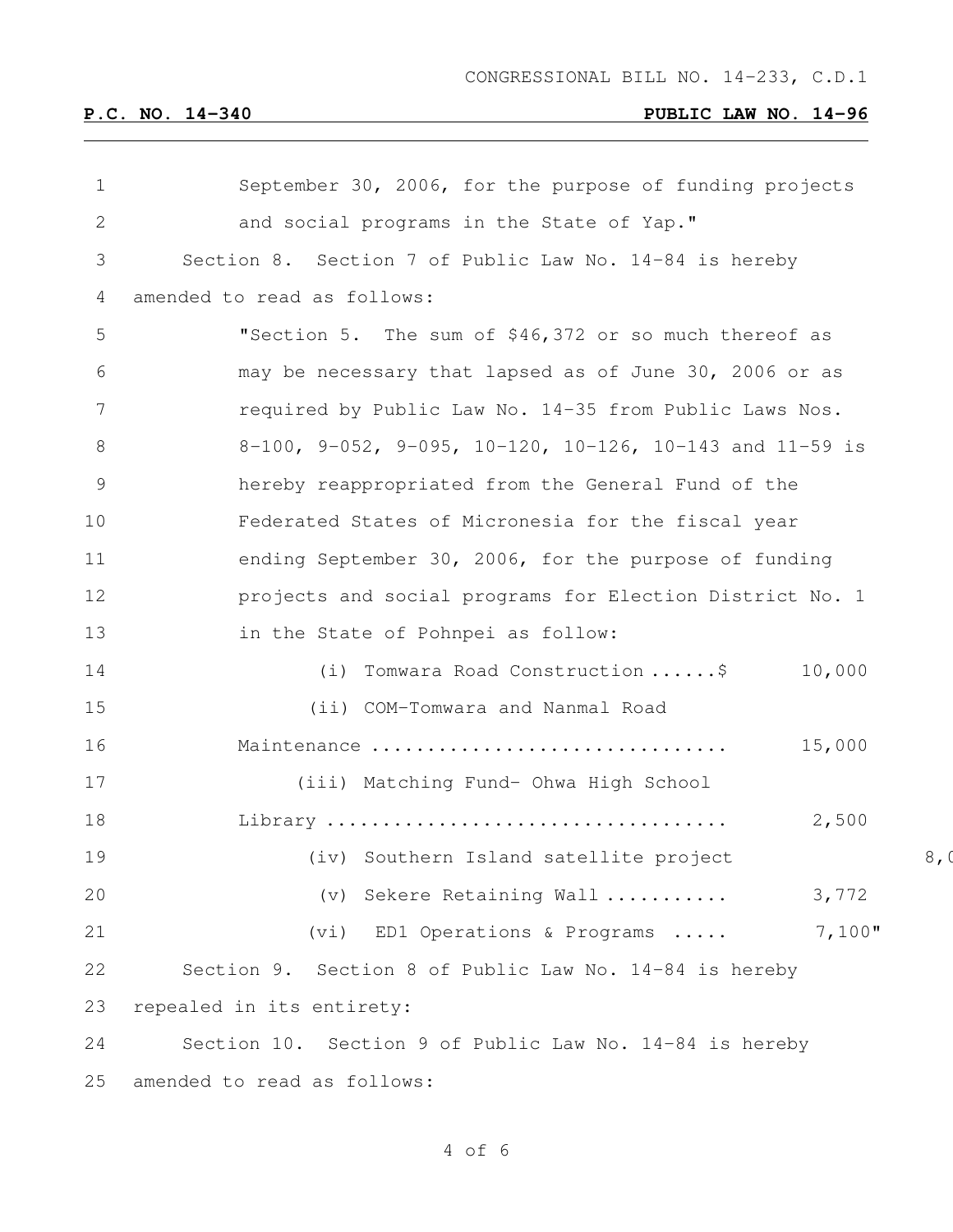September 30, 2006, for the purpose of funding projects and social programs in the State of Yap."

Section 8. Section 7 of Public Law No. 14-84 is hereby amended to read as follows:

"Section 5. The sum of $46,372 or so much thereof as may be necessary that lapsed as of June 30, 2006 or as required by Public Law No. 14-35 from Public Laws Nos. 8-100, 9-052, 9-095, 10-120, 10-126, 10-143 and 11-59 is hereby reappropriated from the General Fund of the Federated States of Micronesia for the fiscal year ending September 30, 2006, for the purpose of funding projects and social programs for Election District No. 1 in the State of Pohnpei as follow:

(i) Tomwara Road Construction ......$ 10,000

(ii) COM-Tomwara and Nanmal Road Maintenance ................................ 15,000

(iii) Matching Fund- Ohwa High School Library .................................... 2,500

(iv) Southern Island satellite project 8,0

(v) Sekere Retaining Wall ........... 3,772

(vi) ED1 Operations & Programs ..... 7,100"

Section 9. Section 8 of Public Law No. 14-84 is hereby repealed in its entirety:

Section 10. Section 9 of Public Law No. 14-84 is hereby amended to read as follows: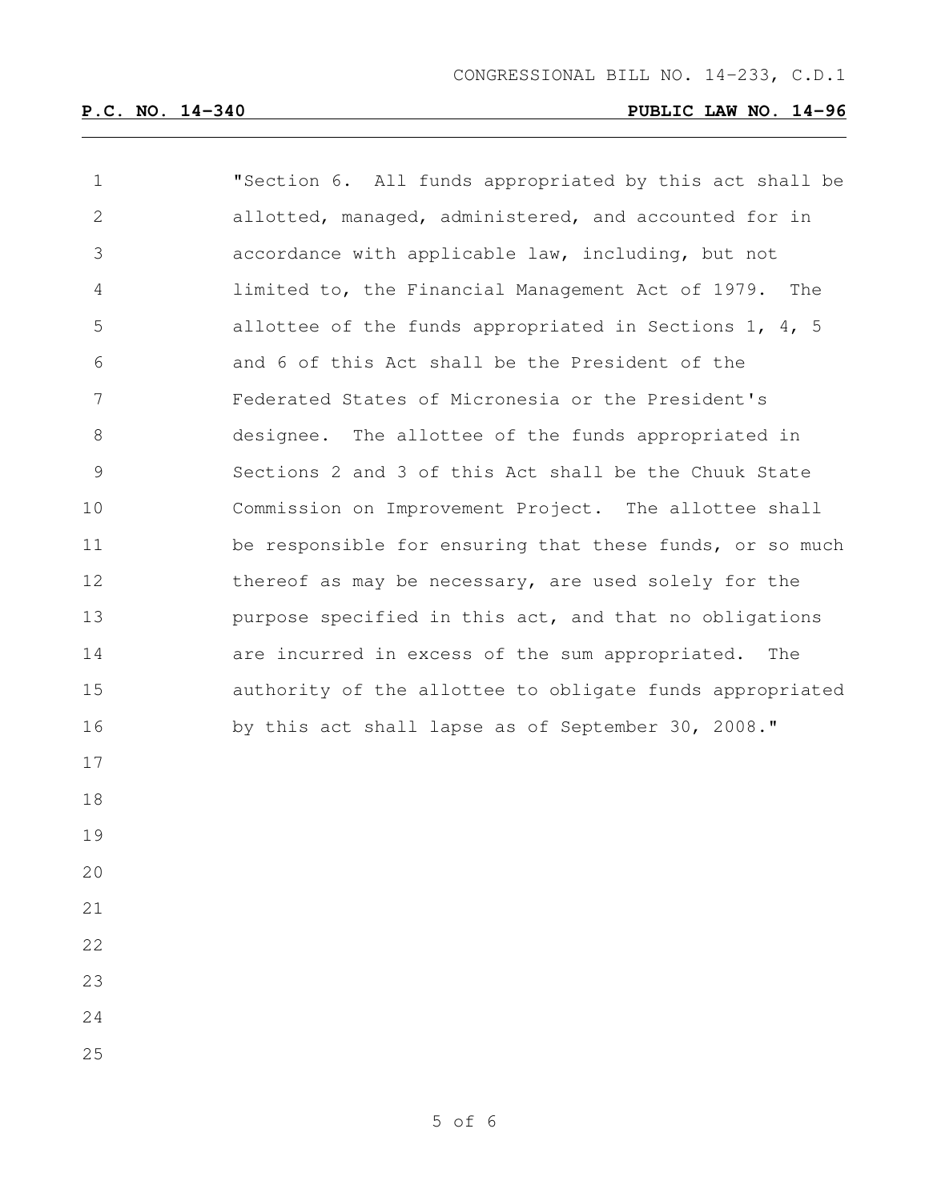"Section 6. All funds appropriated by this act shall be allotted, managed, administered, and accounted for in accordance with applicable law, including, but not limited to, the Financial Management Act of 1979. The allottee of the funds appropriated in Sections 1, 4, 5 and 6 of this Act shall be the President of the Federated States of Micronesia or the President's designee. The allottee of the funds appropriated in Sections 2 and 3 of this Act shall be the Chuuk State Commission on Improvement Project. The allottee shall be responsible for ensuring that these funds, or so much thereof as may be necessary, are used solely for the purpose specified in this act, and that no obligations are incurred in excess of the sum appropriated. The authority of the allottee to obligate funds appropriated by this act shall lapse as of September 30, 2008."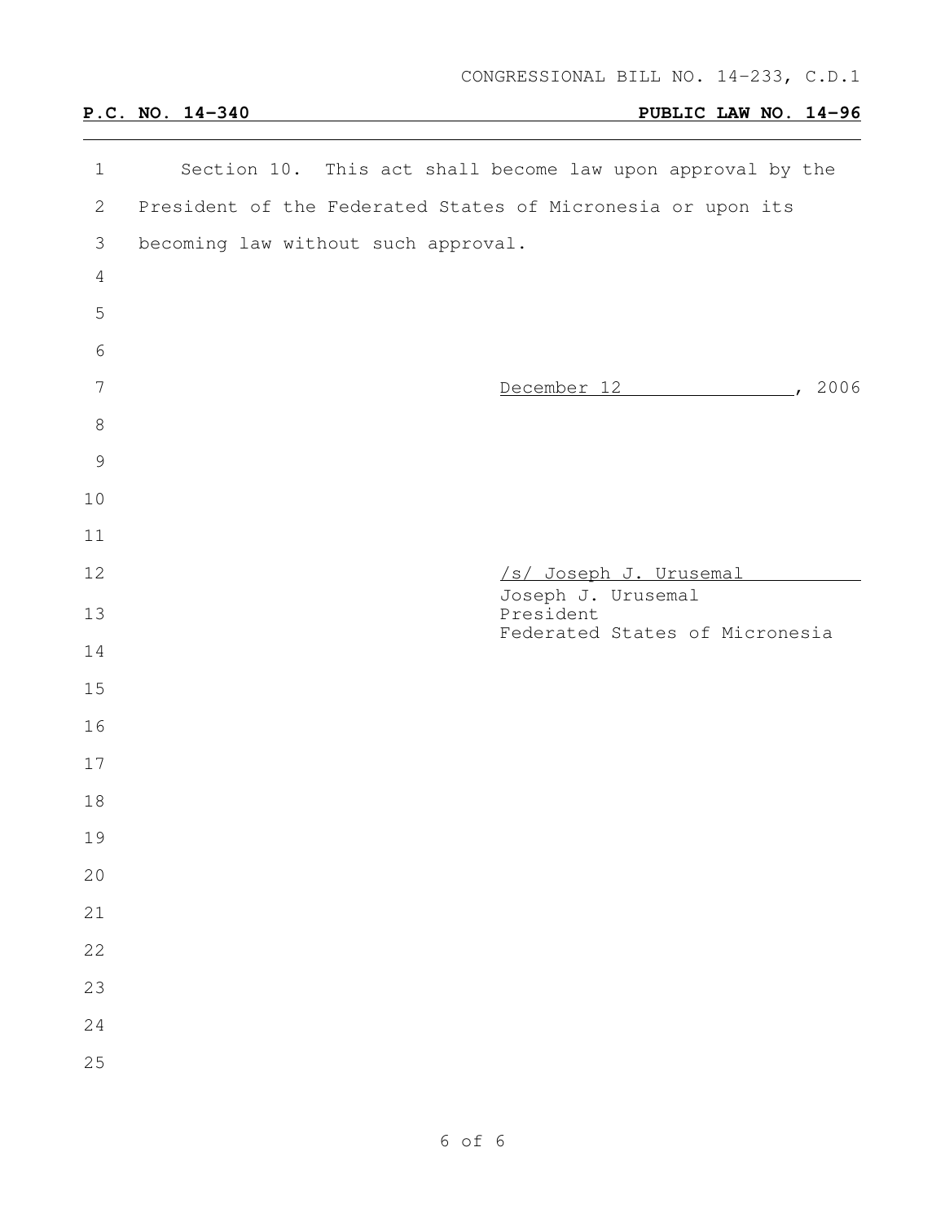Section 10. This act shall become law upon approval by the President of the Federated States of Micronesia or upon its becoming law without such approval.

December 12, 2006

/s/ Joseph J. Urusemal

Joseph J. Urusemal
President
Federated States of Micronesia